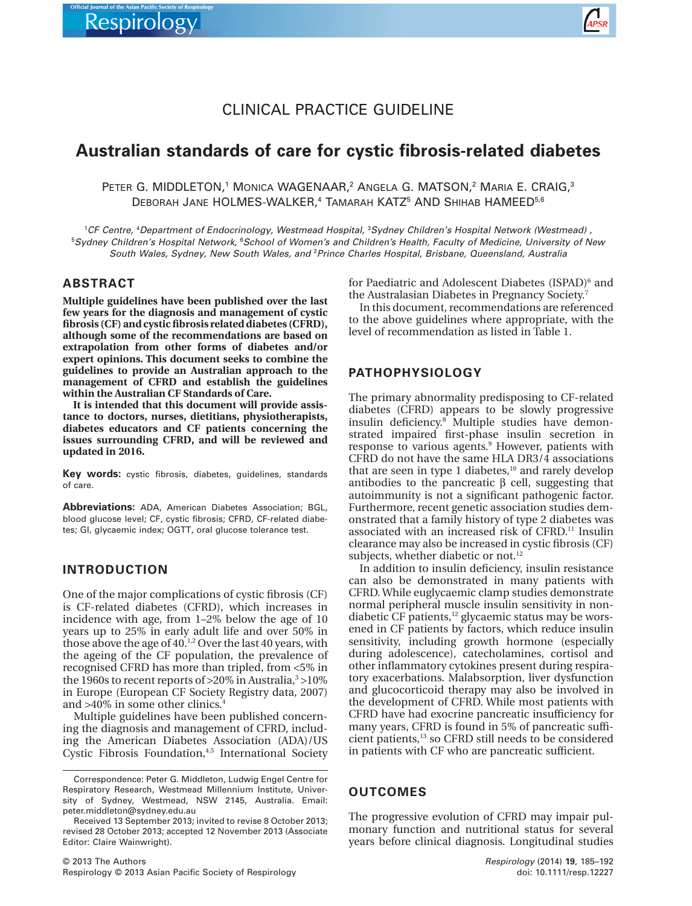CLINICAL PRACTICE GUIDELINE

# Australian standards of care for cystic fibrosis-related diabetes

PETER G. MIDDLETON,[1] MONICA WAGENAAR,[2] ANGELA G. MATSON,[2] MARIA E. CRAIG,[3] DEBORAH JANE HOLMES-WALKER,[4] TAMARAH KATZ[5] AND SHIHAB HAMEED[5,6]

[1]*CF Centre,* [4]*Department of Endocrinology, Westmead Hospital,* [3]*Sydney Children's Hospital Network (Westmead),* [5]*Sydney Children's Hospital Network,* [6]*School of Women's and Children's Health, Faculty of Medicine, University of New South Wales, Sydney, New South Wales, and* [2]*Prince Charles Hospital, Brisbane, Queensland, Australia*

## ABSTRACT

**Multiple guidelines have been published over the last few years for the diagnosis and management of cystic fibrosis (CF) and cystic fibrosis related diabetes (CFRD), although some of the recommendations are based on extrapolation from other forms of diabetes and/or expert opinions. This document seeks to combine the guidelines to provide an Australian approach to the management of CFRD and establish the guidelines within the Australian CF Standards of Care.**

**It is intended that this document will provide assistance to doctors, nurses, dietitians, physiotherapists, diabetes educators and CF patients concerning the issues surrounding CFRD, and will be reviewed and updated in 2016.**

**Key words:** cystic fibrosis, diabetes, guidelines, standards of care.

**Abbreviations:** ADA, American Diabetes Association; BGL, blood glucose level; CF, cystic fibrosis; CFRD, CF-related diabetes; GI, glycaemic index; OGTT, oral glucose tolerance test.

## INTRODUCTION

One of the major complications of cystic fibrosis (CF) is CF-related diabetes (CFRD), which increases in incidence with age, from 1–2% below the age of 10 years up to 25% in early adult life and over 50% in those above the age of 40.[1,2] Over the last 40 years, with the ageing of the CF population, the prevalence of recognised CFRD has more than tripled, from <5% in the 1960s to recent reports of >20% in Australia,[3] >10% in Europe (European CF Society Registry data, 2007) and >40% in some other clinics.[4]

Multiple guidelines have been published concerning the diagnosis and management of CFRD, including the American Diabetes Association (ADA)/US Cystic Fibrosis Foundation,[4,5] International Society for Paediatric and Adolescent Diabetes (ISPAD)[6] and the Australasian Diabetes in Pregnancy Society.[7]

In this document, recommendations are referenced to the above guidelines where appropriate, with the level of recommendation as listed in Table 1.

## PATHOPHYSIOLOGY

The primary abnormality predisposing to CF-related diabetes (CFRD) appears to be slowly progressive insulin deficiency.[8] Multiple studies have demonstrated impaired first-phase insulin secretion in response to various agents.[9] However, patients with CFRD do not have the same HLA DR3/4 associations that are seen in type 1 diabetes,[10] and rarely develop antibodies to the pancreatic β cell, suggesting that autoimmunity is not a significant pathogenic factor. Furthermore, recent genetic association studies demonstrated that a family history of type 2 diabetes was associated with an increased risk of CFRD.[11] Insulin clearance may also be increased in cystic fibrosis (CF) subjects, whether diabetic or not.[12]

In addition to insulin deficiency, insulin resistance can also be demonstrated in many patients with CFRD. While euglycaemic clamp studies demonstrate normal peripheral muscle insulin sensitivity in non-diabetic CF patients,[12] glycaemic status may be worsened in CF patients by factors, which reduce insulin sensitivity, including growth hormone (especially during adolescence), catecholamines, cortisol and other inflammatory cytokines present during respiratory exacerbations. Malabsorption, liver dysfunction and glucocorticoid therapy may also be involved in the development of CFRD. While most patients with CFRD have had exocrine pancreatic insufficiency for many years, CFRD is found in 5% of pancreatic sufficient patients,[13] so CFRD still needs to be considered in patients with CF who are pancreatic sufficient.

## OUTCOMES

The progressive evolution of CFRD may impair pulmonary function and nutritional status for several years before clinical diagnosis. Longitudinal studies

Correspondence: Peter G. Middleton, Ludwig Engel Centre for Respiratory Research, Westmead Millennium Institute, University of Sydney, Westmead, NSW 2145, Australia. Email: peter.middleton@sydney.edu.au

Received 13 September 2013; invited to revise 8 October 2013; revised 28 October 2013; accepted 12 November 2013 (Associate Editor: Claire Wainwright).

© 2013 The Authors
Respirology © 2013 Asian Pacific Society of Respirology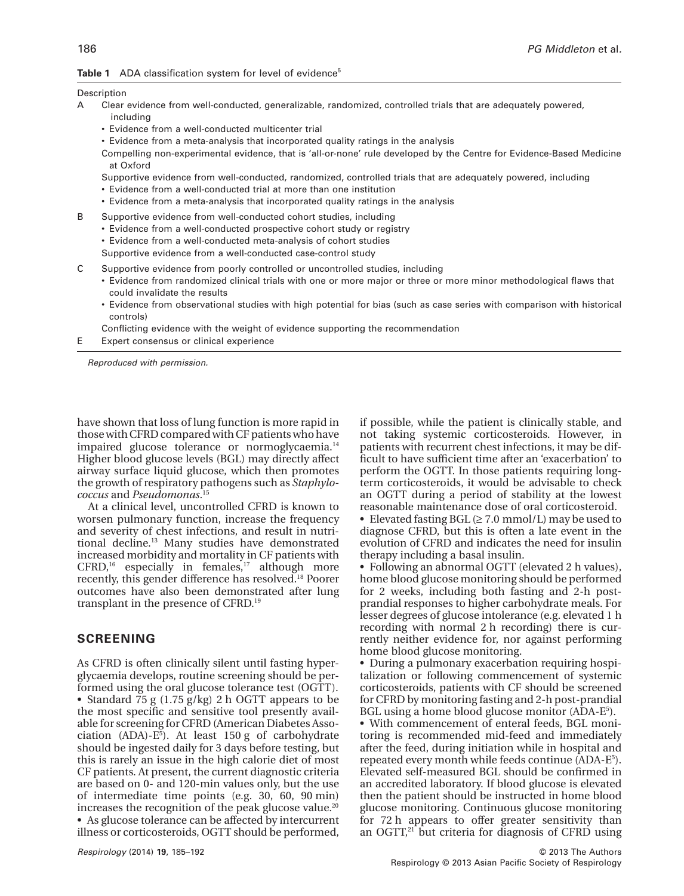**Table 1** ADA classification system for level of evidence[5]

| | Description |
|---|---|
| A | Clear evidence from well-conducted, generalizable, randomized, controlled trials that are adequately powered, including<br>• Evidence from a well-conducted multicenter trial<br>• Evidence from a meta-analysis that incorporated quality ratings in the analysis<br>Compelling non-experimental evidence, that is 'all-or-none' rule developed by the Centre for Evidence-Based Medicine at Oxford<br>Supportive evidence from well-conducted, randomized, controlled trials that are adequately powered, including<br>• Evidence from a well-conducted trial at more than one institution<br>• Evidence from a meta-analysis that incorporated quality ratings in the analysis |
| B | Supportive evidence from well-conducted cohort studies, including<br>• Evidence from a well-conducted prospective cohort study or registry<br>• Evidence from a well-conducted meta-analysis of cohort studies<br>Supportive evidence from a well-conducted case-control study |
| C | Supportive evidence from poorly controlled or uncontrolled studies, including<br>• Evidence from randomized clinical trials with one or more major or three or more minor methodological flaws that could invalidate the results<br>• Evidence from observational studies with high potential for bias (such as case series with comparison with historical controls)<br>Conflicting evidence with the weight of evidence supporting the recommendation |
| E | Expert consensus or clinical experience |

*Reproduced with permission.*

have shown that loss of lung function is more rapid in those with CFRD compared with CF patients who have impaired glucose tolerance or normoglycaemia.[14] Higher blood glucose levels (BGL) may directly affect airway surface liquid glucose, which then promotes the growth of respiratory pathogens such as *Staphylococcus* and *Pseudomonas*.[15]

At a clinical level, uncontrolled CFRD is known to worsen pulmonary function, increase the frequency and severity of chest infections, and result in nutritional decline.[13] Many studies have demonstrated increased morbidity and mortality in CF patients with CFRD,[16] especially in females,[17] although more recently, this gender difference has resolved.[18] Poorer outcomes have also been demonstrated after lung transplant in the presence of CFRD.[19]

## SCREENING

As CFRD is often clinically silent until fasting hyperglycaemia develops, routine screening should be performed using the oral glucose tolerance test (OGTT).

- Standard 75 g (1.75 g/kg) 2 h OGTT appears to be the most specific and sensitive tool presently available for screening for CFRD (American Diabetes Association (ADA)-E[5]). At least 150 g of carbohydrate should be ingested daily for 3 days before testing, but this is rarely an issue in the high calorie diet of most CF patients. At present, the current diagnostic criteria are based on 0- and 120-min values only, but the use of intermediate time points (e.g. 30, 60, 90 min) increases the recognition of the peak glucose value.[20]
- As glucose tolerance can be affected by intercurrent illness or corticosteroids, OGTT should be performed, if possible, while the patient is clinically stable, and not taking systemic corticosteroids. However, in patients with recurrent chest infections, it may be difficult to have sufficient time after an 'exacerbation' to perform the OGTT. In those patients requiring long-term corticosteroids, it would be advisable to check an OGTT during a period of stability at the lowest reasonable maintenance dose of oral corticosteroid.
- Elevated fasting BGL ($\geq$ 7.0 mmol/L) may be used to diagnose CFRD, but this is often a late event in the evolution of CFRD and indicates the need for insulin therapy including a basal insulin.
- Following an abnormal OGTT (elevated 2 h values), home blood glucose monitoring should be performed for 2 weeks, including both fasting and 2-h post-prandial responses to higher carbohydrate meals. For lesser degrees of glucose intolerance (e.g. elevated 1 h recording with normal 2 h recording) there is currently neither evidence for, nor against performing home blood glucose monitoring.
- During a pulmonary exacerbation requiring hospitalization or following commencement of systemic corticosteroids, patients with CF should be screened for CFRD by monitoring fasting and 2-h post-prandial BGL using a home blood glucose monitor (ADA-E[5]).
- With commencement of enteral feeds, BGL monitoring is recommended mid-feed and immediately after the feed, during initiation while in hospital and repeated every month while feeds continue (ADA-E[5]). Elevated self-measured BGL should be confirmed in an accredited laboratory. If blood glucose is elevated then the patient should be instructed in home blood glucose monitoring. Continuous glucose monitoring for 72 h appears to offer greater sensitivity than an OGTT,[21] but criteria for diagnosis of CFRD using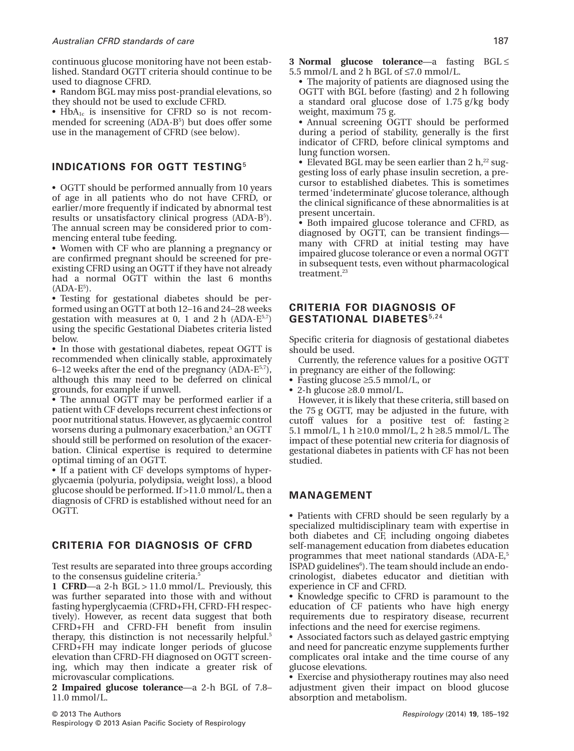continuous glucose monitoring have not been established. Standard OGTT criteria should continue to be used to diagnose CFRD.

- Random BGL may miss post-prandial elevations, so they should not be used to exclude CFRD.
- $HbA_{1c}$ is insensitive for CFRD so is not recommended for screening (ADA-B[5]) but does offer some use in the management of CFRD (see below).

## INDICATIONS FOR OGTT TESTING[5]

- OGTT should be performed annually from 10 years of age in all patients who do not have CFRD, or earlier/more frequently if indicated by abnormal test results or unsatisfactory clinical progress (ADA-B[5]). The annual screen may be considered prior to commencing enteral tube feeding.
- Women with CF who are planning a pregnancy or are confirmed pregnant should be screened for pre-existing CFRD using an OGTT if they have not already had a normal OGTT within the last 6 months (ADA-E[5]).
- Testing for gestational diabetes should be performed using an OGTT at both 12–16 and 24–28 weeks gestation with measures at 0, 1 and 2 h (ADA-E[5,7]) using the specific Gestational Diabetes criteria listed below.
- In those with gestational diabetes, repeat OGTT is recommended when clinically stable, approximately 6–12 weeks after the end of the pregnancy (ADA-E[5,7]), although this may need to be deferred on clinical grounds, for example if unwell.
- The annual OGTT may be performed earlier if a patient with CF develops recurrent chest infections or poor nutritional status. However, as glycaemic control worsens during a pulmonary exacerbation,[5] an OGTT should still be performed on resolution of the exacerbation. Clinical expertise is required to determine optimal timing of an OGTT.
- If a patient with CF develops symptoms of hyperglycaemia (polyuria, polydipsia, weight loss), a blood glucose should be performed. If >11.0 mmol/L, then a diagnosis of CFRD is established without need for an OGTT.

## CRITERIA FOR DIAGNOSIS OF CFRD

Test results are separated into three groups according to the consensus guideline criteria.[5]

**1 CFRD**—a 2-h BGL > 11.0 mmol/L. Previously, this was further separated into those with and without fasting hyperglycaemia (CFRD+FH, CFRD-FH respectively). However, as recent data suggest that both CFRD+FH and CFRD-FH benefit from insulin therapy, this distinction is not necessarily helpful.[5] CFRD+FH may indicate longer periods of glucose elevation than CFRD-FH diagnosed on OGTT screening, which may then indicate a greater risk of microvascular complications.

**2 Impaired glucose tolerance**—a 2-h BGL of 7.8–11.0 mmol/L.

**3 Normal glucose tolerance**—a fasting BGL ≤ 5.5 mmol/L and 2 h BGL of ≤7.0 mmol/L.

- The majority of patients are diagnosed using the OGTT with BGL before (fasting) and 2 h following a standard oral glucose dose of 1.75 g/kg body weight, maximum 75 g.
- Annual screening OGTT should be performed during a period of stability, generally is the first indicator of CFRD, before clinical symptoms and lung function worsen.
- Elevated BGL may be seen earlier than 2 h,[22] suggesting loss of early phase insulin secretion, a precursor to established diabetes. This is sometimes termed 'indeterminate' glucose tolerance, although the clinical significance of these abnormalities is at present uncertain.
- Both impaired glucose tolerance and CFRD, as diagnosed by OGTT, can be transient findings—many with CFRD at initial testing may have impaired glucose tolerance or even a normal OGTT in subsequent tests, even without pharmacological treatment.[23]

## CRITERIA FOR DIAGNOSIS OF GESTATIONAL DIABETES[5,24]

Specific criteria for diagnosis of gestational diabetes should be used.

Currently, the reference values for a positive OGTT in pregnancy are either of the following:

- Fasting glucose ≥5.5 mmol/L, or
- 2-h glucose ≥8.0 mmol/L.

However, it is likely that these criteria, still based on the 75 g OGTT, may be adjusted in the future, with cutoff values for a positive test of: fasting ≥ 5.1 mmol/L, 1 h ≥10.0 mmol/L, 2 h ≥8.5 mmol/L. The impact of these potential new criteria for diagnosis of gestational diabetes in patients with CF has not been studied.

## MANAGEMENT

- Patients with CFRD should be seen regularly by a specialized multidisciplinary team with expertise in both diabetes and CF, including ongoing diabetes self-management education from diabetes education programmes that meet national standards (ADA-E,[5] ISPAD guidelines[6]). The team should include an endocrinologist, diabetes educator and dietitian with experience in CF and CFRD.
- Knowledge specific to CFRD is paramount to the education of CF patients who have high energy requirements due to respiratory disease, recurrent infections and the need for exercise regimens.
- Associated factors such as delayed gastric emptying and need for pancreatic enzyme supplements further complicates oral intake and the time course of any glucose elevations.
- Exercise and physiotherapy routines may also need adjustment given their impact on blood glucose absorption and metabolism.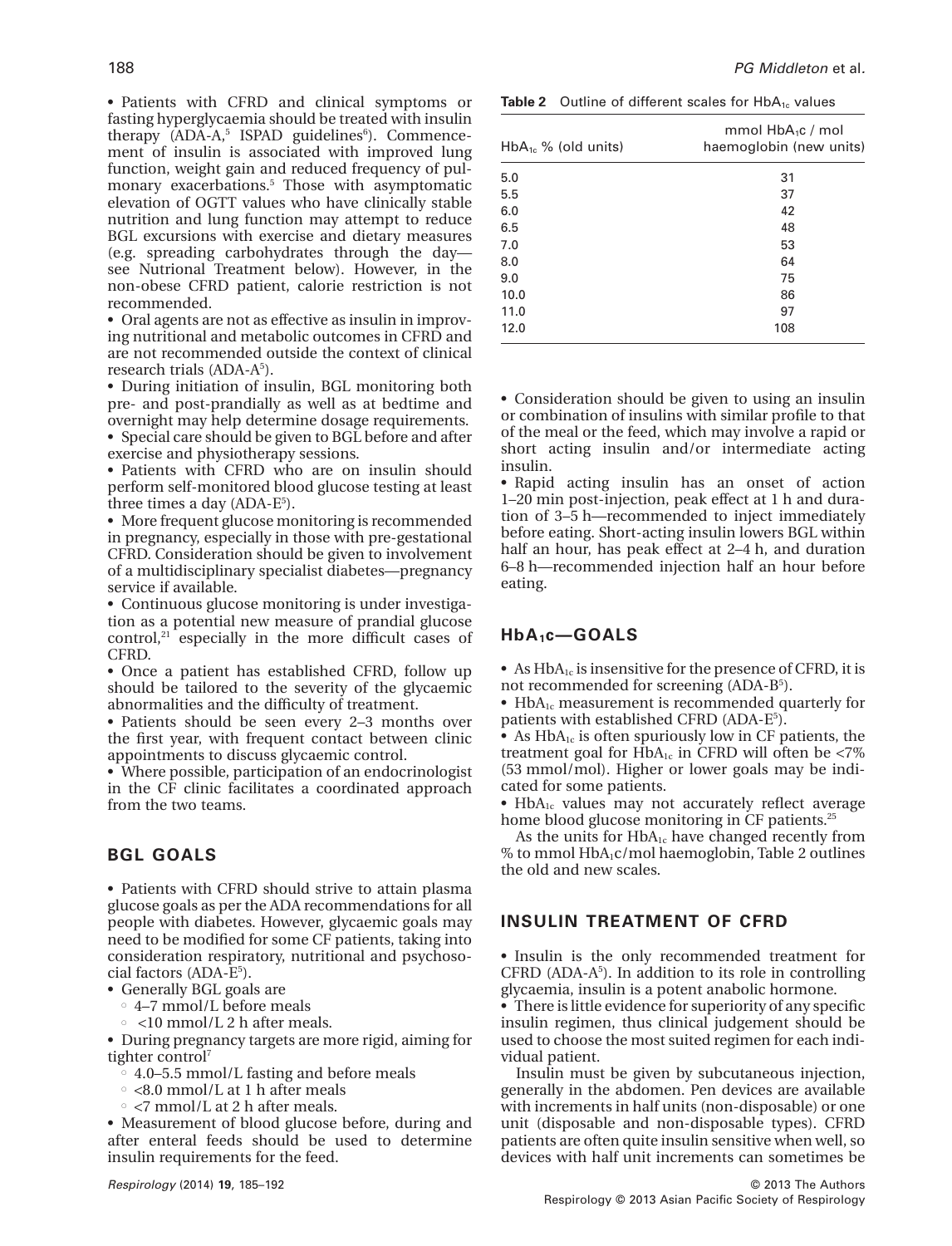- Patients with CFRD and clinical symptoms or fasting hyperglycaemia should be treated with insulin therapy (ADA-A,[5] ISPAD guidelines[6]). Commencement of insulin is associated with improved lung function, weight gain and reduced frequency of pulmonary exacerbations.[5] Those with asymptomatic elevation of OGTT values who have clinically stable nutrition and lung function may attempt to reduce BGL excursions with exercise and dietary measures (e.g. spreading carbohydrates through the day—see Nutrional Treatment below). However, in the non-obese CFRD patient, calorie restriction is not recommended.
- Oral agents are not as effective as insulin in improving nutritional and metabolic outcomes in CFRD and are not recommended outside the context of clinical research trials (ADA-A[5]).
- During initiation of insulin, BGL monitoring both pre- and post-prandially as well as at bedtime and overnight may help determine dosage requirements.
- Special care should be given to BGL before and after exercise and physiotherapy sessions.
- Patients with CFRD who are on insulin should perform self-monitored blood glucose testing at least three times a day (ADA-E[5]).
- More frequent glucose monitoring is recommended in pregnancy, especially in those with pre-gestational CFRD. Consideration should be given to involvement of a multidisciplinary specialist diabetes—pregnancy service if available.
- Continuous glucose monitoring is under investigation as a potential new measure of prandial glucose control,[21] especially in the more difficult cases of CFRD.
- Once a patient has established CFRD, follow up should be tailored to the severity of the glycaemic abnormalities and the difficulty of treatment.
- Patients should be seen every 2–3 months over the first year, with frequent contact between clinic appointments to discuss glycaemic control.
- Where possible, participation of an endocrinologist in the CF clinic facilitates a coordinated approach from the two teams.

## BGL GOALS

- Patients with CFRD should strive to attain plasma glucose goals as per the ADA recommendations for all people with diabetes. However, glycaemic goals may need to be modified for some CF patients, taking into consideration respiratory, nutritional and psychosocial factors (ADA-E[5]).
- Generally BGL goals are
  - 4–7 mmol/L before meals
  - <10 mmol/L 2 h after meals.
- During pregnancy targets are more rigid, aiming for tighter control[7]
  - 4.0–5.5 mmol/L fasting and before meals
  - <8.0 mmol/L at 1 h after meals
  - <7 mmol/L at 2 h after meals.
- Measurement of blood glucose before, during and after enteral feeds should be used to determine insulin requirements for the feed.

**Table 2** Outline of different scales for $HbA_{1c}$ values

| $HbA_{1c}$ % (old units) | mmol $HbA_1c$ / mol haemoglobin (new units) |
|---|---|
| 5.0 | 31 |
| 5.5 | 37 |
| 6.0 | 42 |
| 6.5 | 48 |
| 7.0 | 53 |
| 8.0 | 64 |
| 9.0 | 75 |
| 10.0 | 86 |
| 11.0 | 97 |
| 12.0 | 108 |

- Consideration should be given to using an insulin or combination of insulins with similar profile to that of the meal or the feed, which may involve a rapid or short acting insulin and/or intermediate acting insulin.
- Rapid acting insulin has an onset of action 1–20 min post-injection, peak effect at 1 h and duration of 3–5 h—recommended to inject immediately before eating. Short-acting insulin lowers BGL within half an hour, has peak effect at 2–4 h, and duration 6–8 h—recommended injection half an hour before eating.

## $HbA_1c$—GOALS

- As $HbA_{1c}$ is insensitive for the presence of CFRD, it is not recommended for screening (ADA-B[5]).
- $HbA_{1c}$ measurement is recommended quarterly for patients with established CFRD (ADA-E[5]).
- As $HbA_{1c}$ is often spuriously low in CF patients, the treatment goal for $HbA_{1c}$ in CFRD will often be <7% (53 mmol/mol). Higher or lower goals may be indicated for some patients.
- $HbA_{1c}$ values may not accurately reflect average home blood glucose monitoring in CF patients.[25]

As the units for $HbA_{1c}$ have changed recently from % to mmol $HbA_1c$/mol haemoglobin, Table 2 outlines the old and new scales.

## INSULIN TREATMENT OF CFRD

- Insulin is the only recommended treatment for CFRD (ADA-A[5]). In addition to its role in controlling glycaemia, insulin is a potent anabolic hormone.
- There is little evidence for superiority of any specific insulin regimen, thus clinical judgement should be used to choose the most suited regimen for each individual patient.

Insulin must be given by subcutaneous injection, generally in the abdomen. Pen devices are available with increments in half units (non-disposable) or one unit (disposable and non-disposable types). CFRD patients are often quite insulin sensitive when well, so devices with half unit increments can sometimes be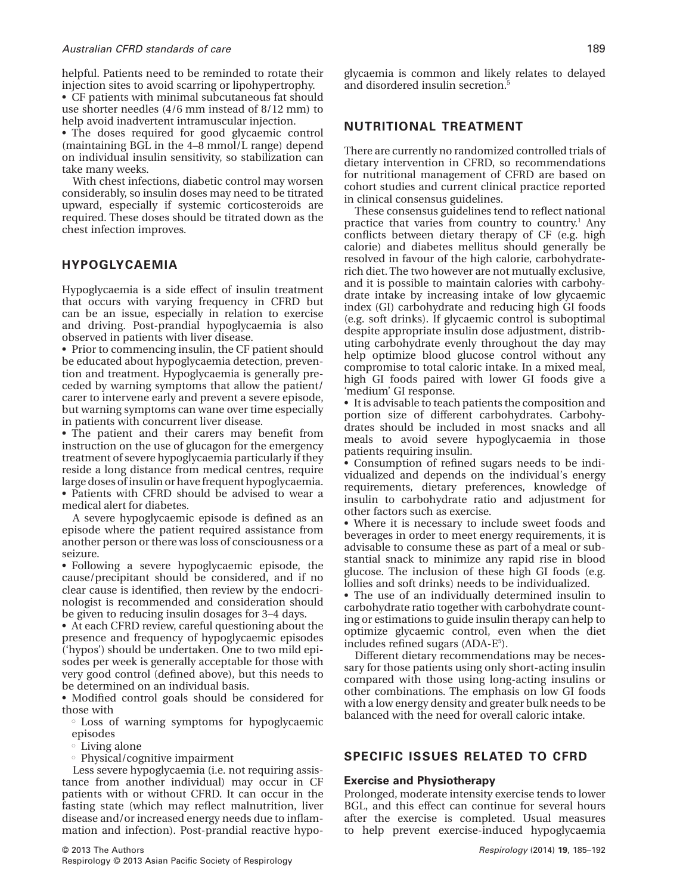helpful. Patients need to be reminded to rotate their injection sites to avoid scarring or lipohypertrophy.

- CF patients with minimal subcutaneous fat should use shorter needles (4/6 mm instead of 8/12 mm) to help avoid inadvertent intramuscular injection.
- The doses required for good glycaemic control (maintaining BGL in the 4–8 mmol/L range) depend on individual insulin sensitivity, so stabilization can take many weeks.

With chest infections, diabetic control may worsen considerably, so insulin doses may need to be titrated upward, especially if systemic corticosteroids are required. These doses should be titrated down as the chest infection improves.

## HYPOGLYCAEMIA

Hypoglycaemia is a side effect of insulin treatment that occurs with varying frequency in CFRD but can be an issue, especially in relation to exercise and driving. Post-prandial hypoglycaemia is also observed in patients with liver disease.

- Prior to commencing insulin, the CF patient should be educated about hypoglycaemia detection, prevention and treatment. Hypoglycaemia is generally preceded by warning symptoms that allow the patient/carer to intervene early and prevent a severe episode, but warning symptoms can wane over time especially in patients with concurrent liver disease.
- The patient and their carers may benefit from instruction on the use of glucagon for the emergency treatment of severe hypoglycaemia particularly if they reside a long distance from medical centres, require large doses of insulin or have frequent hypoglycaemia.
- Patients with CFRD should be advised to wear a medical alert for diabetes.

A severe hypoglycaemic episode is defined as an episode where the patient required assistance from another person or there was loss of consciousness or a seizure.

- Following a severe hypoglycaemic episode, the cause/precipitant should be considered, and if no clear cause is identified, then review by the endocrinologist is recommended and consideration should be given to reducing insulin dosages for 3–4 days.
- At each CFRD review, careful questioning about the presence and frequency of hypoglycaemic episodes ('hypos') should be undertaken. One to two mild episodes per week is generally acceptable for those with very good control (defined above), but this needs to be determined on an individual basis.
- Modified control goals should be considered for those with
  - Loss of warning symptoms for hypoglycaemic episodes
  - Living alone
  - Physical/cognitive impairment

Less severe hypoglycaemia (i.e. not requiring assistance from another individual) may occur in CF patients with or without CFRD. It can occur in the fasting state (which may reflect malnutrition, liver disease and/or increased energy needs due to inflammation and infection). Post-prandial reactive hypoglycaemia is common and likely relates to delayed and disordered insulin secretion.[5]

## NUTRITIONAL TREATMENT

There are currently no randomized controlled trials of dietary intervention in CFRD, so recommendations for nutritional management of CFRD are based on cohort studies and current clinical practice reported in clinical consensus guidelines.

These consensus guidelines tend to reflect national practice that varies from country to country.[1] Any conflicts between dietary therapy of CF (e.g. high calorie) and diabetes mellitus should generally be resolved in favour of the high calorie, carbohydrate-rich diet. The two however are not mutually exclusive, and it is possible to maintain calories with carbohydrate intake by increasing intake of low glycaemic index (GI) carbohydrate and reducing high GI foods (e.g. soft drinks). If glycaemic control is suboptimal despite appropriate insulin dose adjustment, distributing carbohydrate evenly throughout the day may help optimize blood glucose control without any compromise to total caloric intake. In a mixed meal, high GI foods paired with lower GI foods give a 'medium' GI response.

- It is advisable to teach patients the composition and portion size of different carbohydrates. Carbohydrates should be included in most snacks and all meals to avoid severe hypoglycaemia in those patients requiring insulin.
- Consumption of refined sugars needs to be individualized and depends on the individual's energy requirements, dietary preferences, knowledge of insulin to carbohydrate ratio and adjustment for other factors such as exercise.
- Where it is necessary to include sweet foods and beverages in order to meet energy requirements, it is advisable to consume these as part of a meal or substantial snack to minimize any rapid rise in blood glucose. The inclusion of these high GI foods (e.g. lollies and soft drinks) needs to be individualized.
- The use of an individually determined insulin to carbohydrate ratio together with carbohydrate counting or estimations to guide insulin therapy can help to optimize glycaemic control, even when the diet includes refined sugars (ADA-E[5]).

Different dietary recommendations may be necessary for those patients using only short-acting insulin compared with those using long-acting insulins or other combinations. The emphasis on low GI foods with a low energy density and greater bulk needs to be balanced with the need for overall caloric intake.

## SPECIFIC ISSUES RELATED TO CFRD

### Exercise and Physiotherapy

Prolonged, moderate intensity exercise tends to lower BGL, and this effect can continue for several hours after the exercise is completed. Usual measures to help prevent exercise-induced hypoglycaemia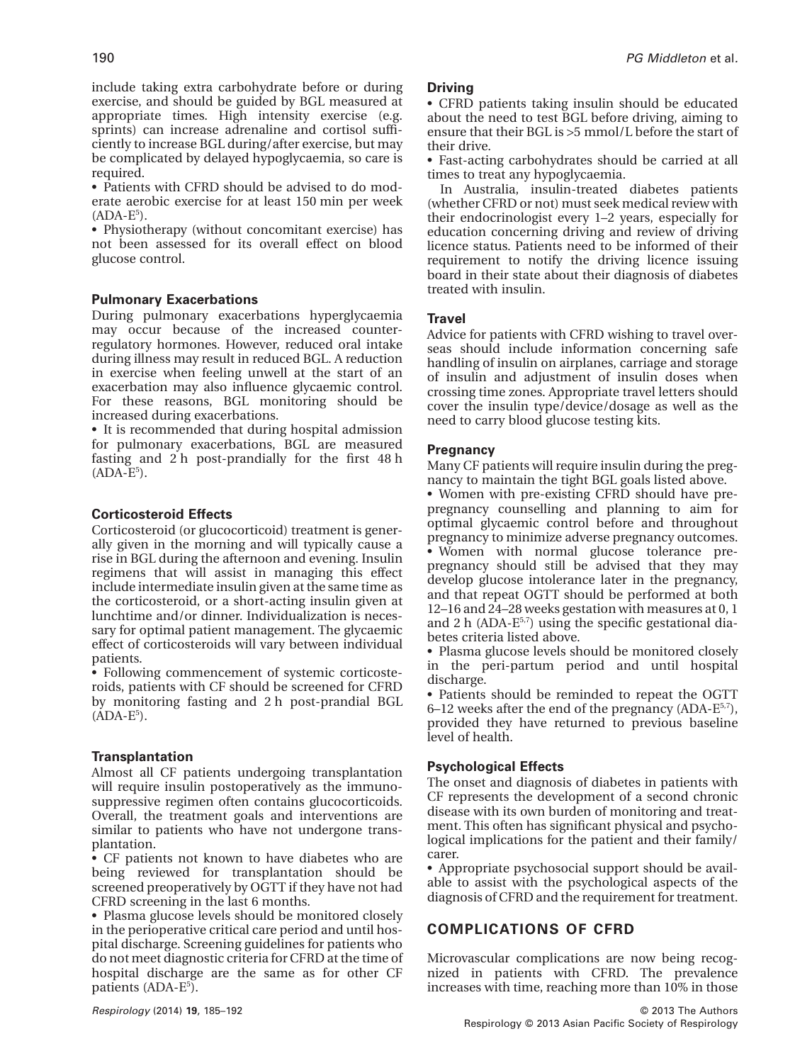include taking extra carbohydrate before or during exercise, and should be guided by BGL measured at appropriate times. High intensity exercise (e.g. sprints) can increase adrenaline and cortisol sufficiently to increase BGL during/after exercise, but may be complicated by delayed hypoglycaemia, so care is required.

- Patients with CFRD should be advised to do moderate aerobic exercise for at least 150 min per week (ADA-E[5]).
- Physiotherapy (without concomitant exercise) has not been assessed for its overall effect on blood glucose control.

### Pulmonary Exacerbations

During pulmonary exacerbations hyperglycaemia may occur because of the increased counter-regulatory hormones. However, reduced oral intake during illness may result in reduced BGL. A reduction in exercise when feeling unwell at the start of an exacerbation may also influence glycaemic control. For these reasons, BGL monitoring should be increased during exacerbations.

- It is recommended that during hospital admission for pulmonary exacerbations, BGL are measured fasting and 2 h post-prandially for the first 48 h (ADA-E[5]).

### Corticosteroid Effects

Corticosteroid (or glucocorticoid) treatment is generally given in the morning and will typically cause a rise in BGL during the afternoon and evening. Insulin regimens that will assist in managing this effect include intermediate insulin given at the same time as the corticosteroid, or a short-acting insulin given at lunchtime and/or dinner. Individualization is necessary for optimal patient management. The glycaemic effect of corticosteroids will vary between individual patients.

- Following commencement of systemic corticosteroids, patients with CF should be screened for CFRD by monitoring fasting and 2 h post-prandial BGL (ADA-E[5]).

### Transplantation

Almost all CF patients undergoing transplantation will require insulin postoperatively as the immunosuppressive regimen often contains glucocorticoids. Overall, the treatment goals and interventions are similar to patients who have not undergone transplantation.

- CF patients not known to have diabetes who are being reviewed for transplantation should be screened preoperatively by OGTT if they have not had CFRD screening in the last 6 months.
- Plasma glucose levels should be monitored closely in the perioperative critical care period and until hospital discharge. Screening guidelines for patients who do not meet diagnostic criteria for CFRD at the time of hospital discharge are the same as for other CF patients (ADA-E[5]).

### Driving

- CFRD patients taking insulin should be educated about the need to test BGL before driving, aiming to ensure that their BGL is >5 mmol/L before the start of their drive.
- Fast-acting carbohydrates should be carried at all times to treat any hypoglycaemia.

In Australia, insulin-treated diabetes patients (whether CFRD or not) must seek medical review with their endocrinologist every 1–2 years, especially for education concerning driving and review of driving licence status. Patients need to be informed of their requirement to notify the driving licence issuing board in their state about their diagnosis of diabetes treated with insulin.

### Travel

Advice for patients with CFRD wishing to travel overseas should include information concerning safe handling of insulin on airplanes, carriage and storage of insulin and adjustment of insulin doses when crossing time zones. Appropriate travel letters should cover the insulin type/device/dosage as well as the need to carry blood glucose testing kits.

### Pregnancy

Many CF patients will require insulin during the pregnancy to maintain the tight BGL goals listed above.

- Women with pre-existing CFRD should have pre-pregnancy counselling and planning to aim for optimal glycaemic control before and throughout pregnancy to minimize adverse pregnancy outcomes.
- Women with normal glucose tolerance pre-pregnancy should still be advised that they may develop glucose intolerance later in the pregnancy, and that repeat OGTT should be performed at both 12–16 and 24–28 weeks gestation with measures at 0, 1 and 2 h (ADA-E[5,7]) using the specific gestational diabetes criteria listed above.
- Plasma glucose levels should be monitored closely in the peri-partum period and until hospital discharge.
- Patients should be reminded to repeat the OGTT 6–12 weeks after the end of the pregnancy (ADA-E[5,7]), provided they have returned to previous baseline level of health.

### Psychological Effects

The onset and diagnosis of diabetes in patients with CF represents the development of a second chronic disease with its own burden of monitoring and treatment. This often has significant physical and psychological implications for the patient and their family/carer.

- Appropriate psychosocial support should be available to assist with the psychological aspects of the diagnosis of CFRD and the requirement for treatment.

## COMPLICATIONS OF CFRD

Microvascular complications are now being recognized in patients with CFRD. The prevalence increases with time, reaching more than 10% in those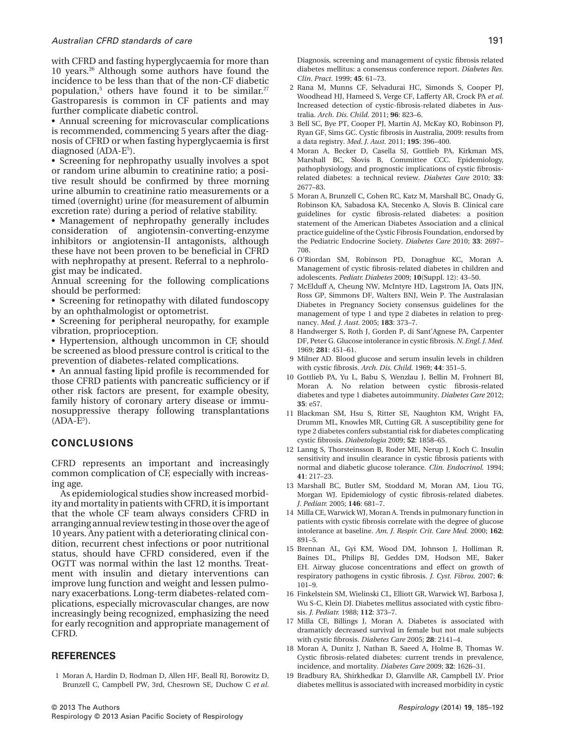with CFRD and fasting hyperglycaemia for more than 10 years.[26] Although some authors have found the incidence to be less than that of the non-CF diabetic population,[5] others have found it to be similar.[27] Gastroparesis is common in CF patients and may further complicate diabetic control.

- Annual screening for microvascular complications is recommended, commencing 5 years after the diagnosis of CFRD or when fasting hyperglycaemia is first diagnosed (ADA-E[5]).
- Screening for nephropathy usually involves a spot or random urine albumin to creatinine ratio; a positive result should be confirmed by three morning urine albumin to creatinine ratio measurements or a timed (overnight) urine (for measurement of albumin excretion rate) during a period of relative stability.
- Management of nephropathy generally includes consideration of angiotensin-converting-enzyme inhibitors or angiotensin-II antagonists, although these have not been proven to be beneficial in CFRD with nephropathy at present. Referral to a nephrologist may be indicated.

Annual screening for the following complications should be performed:

- Screening for retinopathy with dilated fundoscopy by an ophthalmologist or optometrist.
- Screening for peripheral neuropathy, for example vibration, proprioception.
- Hypertension, although uncommon in CF, should be screened as blood pressure control is critical to the prevention of diabetes-related complications.
- An annual fasting lipid profile is recommended for those CFRD patients with pancreatic sufficiency or if other risk factors are present, for example obesity, family history of coronary artery disease or immunosuppressive therapy following transplantations (ADA-E[5]).

## CONCLUSIONS

CFRD represents an important and increasingly common complication of CF, especially with increasing age.

As epidemiological studies show increased morbidity and mortality in patients with CFRD, it is important that the whole CF team always considers CFRD in arranging annual review testing in those over the age of 10 years. Any patient with a deteriorating clinical condition, recurrent chest infections or poor nutritional status, should have CFRD considered, even if the OGTT was normal within the last 12 months. Treatment with insulin and dietary interventions can improve lung function and weight and lessen pulmonary exacerbations. Long-term diabetes-related complications, especially microvascular changes, are now increasingly being recognized, emphasizing the need for early recognition and appropriate management of CFRD.

## REFERENCES

1 Moran A, Hardin D, Rodman D, Allen HF, Beall RJ, Borowitz D, Brunzell C, Campbell PW, 3rd, Chesrown SE, Duchow C *et al.* Diagnosis, screening and management of cystic fibrosis related diabetes mellitus: a consensus conference report. *Diabetes Res. Clin. Pract.* 1999; **45**: 61–73.

2 Rana M, Munns CF, Selvadurai HC, Simonds S, Cooper PJ, Woodhead HJ, Hameed S, Verge CF, Lafferty AR, Crock PA *et al.* Increased detection of cystic-fibrosis-related diabetes in Australia. *Arch. Dis. Child.* 2011; **96**: 823–6.

3 Bell SC, Bye PT, Cooper PJ, Martin AJ, McKay KO, Robinson PJ, Ryan GF, Sims GC. Cystic fibrosis in Australia, 2009: results from a data registry. *Med. J. Aust.* 2011; **195**: 396–400.

4 Moran A, Becker D, Casella SJ, Gottlieb PA, Kirkman MS, Marshall BC, Slovis B, Committee CCC. Epidemiology, pathophysiology, and prognostic implications of cystic fibrosis-related diabetes: a technical review. *Diabetes Care* 2010; **33**: 2677–83.

5 Moran A, Brunzell C, Cohen RC, Katz M, Marshall BC, Onady G, Robinson KA, Sabadosa KA, Stecenko A, Slovis B. Clinical care guidelines for cystic fibrosis-related diabetes: a position statement of the American Diabetes Association and a clinical practice guideline of the Cystic Fibrosis Foundation, endorsed by the Pediatric Endocrine Society. *Diabetes Care* 2010; **33**: 2697–708.

6 O'Riordan SM, Robinson PD, Donaghue KC, Moran A. Management of cystic fibrosis-related diabetes in children and adolescents. *Pediatr. Diabetes* 2009; **10**(Suppl. 12): 43–50.

7 McElduff A, Cheung NW, McIntyre HD, Lagstrom JA, Oats JJN, Ross GP, Simmons DF, Walters BNJ, Wein P. The Australasian Diabetes in Pregnancy Society consensus guidelines for the management of type 1 and type 2 diabetes in relation to pregnancy. *Med. J. Aust.* 2005; **183**: 373–7.

8 Handwerger S, Roth J, Gorden P, di Sant'Agnese PA, Carpenter DF, Peter G. Glucose intolerance in cystic fibrosis. *N. Engl. J. Med.* 1969; **281**: 451–61.

9 Milner AD. Blood glucose and serum insulin levels in children with cystic fibrosis. *Arch. Dis. Child.* 1969; **44**: 351–5.

10 Gottlieb PA, Yu L, Babu S, Wenzlau J, Bellin M, Frohnert BI, Moran A. No relation between cystic fibrosis-related diabetes and type 1 diabetes autoimmunity. *Diabetes Care* 2012; **35**: e57.

11 Blackman SM, Hsu S, Ritter SE, Naughton KM, Wright FA, Drumm ML, Knowles MR, Cutting GR. A susceptibility gene for type 2 diabetes confers substantial risk for diabetes complicating cystic fibrosis. *Diabetologia* 2009; **52**: 1858–65.

12 Lanng S, Thorsteinsson B, Roder ME, Nerup J, Koch C. Insulin sensitivity and insulin clearance in cystic fibrosis patients with normal and diabetic glucose tolerance. *Clin. Endocrinol.* 1994; **41**: 217–23.

13 Marshall BC, Butler SM, Stoddard M, Moran AM, Liou TG, Morgan WJ. Epidemiology of cystic fibrosis-related diabetes. *J. Pediatr.* 2005; **146**: 681–7.

14 Milla CE, Warwick WJ, Moran A. Trends in pulmonary function in patients with cystic fibrosis correlate with the degree of glucose intolerance at baseline. *Am. J. Respir. Crit. Care Med.* 2000; **162**: 891–5.

15 Brennan AL, Gyi KM, Wood DM, Johnson J, Holliman R, Baines DL, Philips BJ, Geddes DM, Hodson ME, Baker EH. Airway glucose concentrations and effect on growth of respiratory pathogens in cystic fibrosis. *J. Cyst. Fibros.* 2007; **6**: 101–9.

16 Finkelstein SM, Wielinski CL, Elliott GR, Warwick WJ, Barbosa J, Wu S-C, Klein DJ. Diabetes mellitus associated with cystic fibrosis. *J. Pediatr.* 1988; **112**: 373–7.

17 Milla CE, Billings J, Moran A. Diabetes is associated with dramatically decreased survival in female but not male subjects with cystic fibrosis. *Diabetes Care* 2005; **28**: 2141–4.

18 Moran A, Dunitz J, Nathan B, Saeed A, Holme B, Thomas W. Cystic fibrosis-related diabetes: current trends in prevalence, incidence, and mortality. *Diabetes Care* 2009; **32**: 1626–31.

19 Bradbury RA, Shirkhedkar D, Glanville AR, Campbell LV. Prior diabetes mellitus is associated with increased morbidity in cystic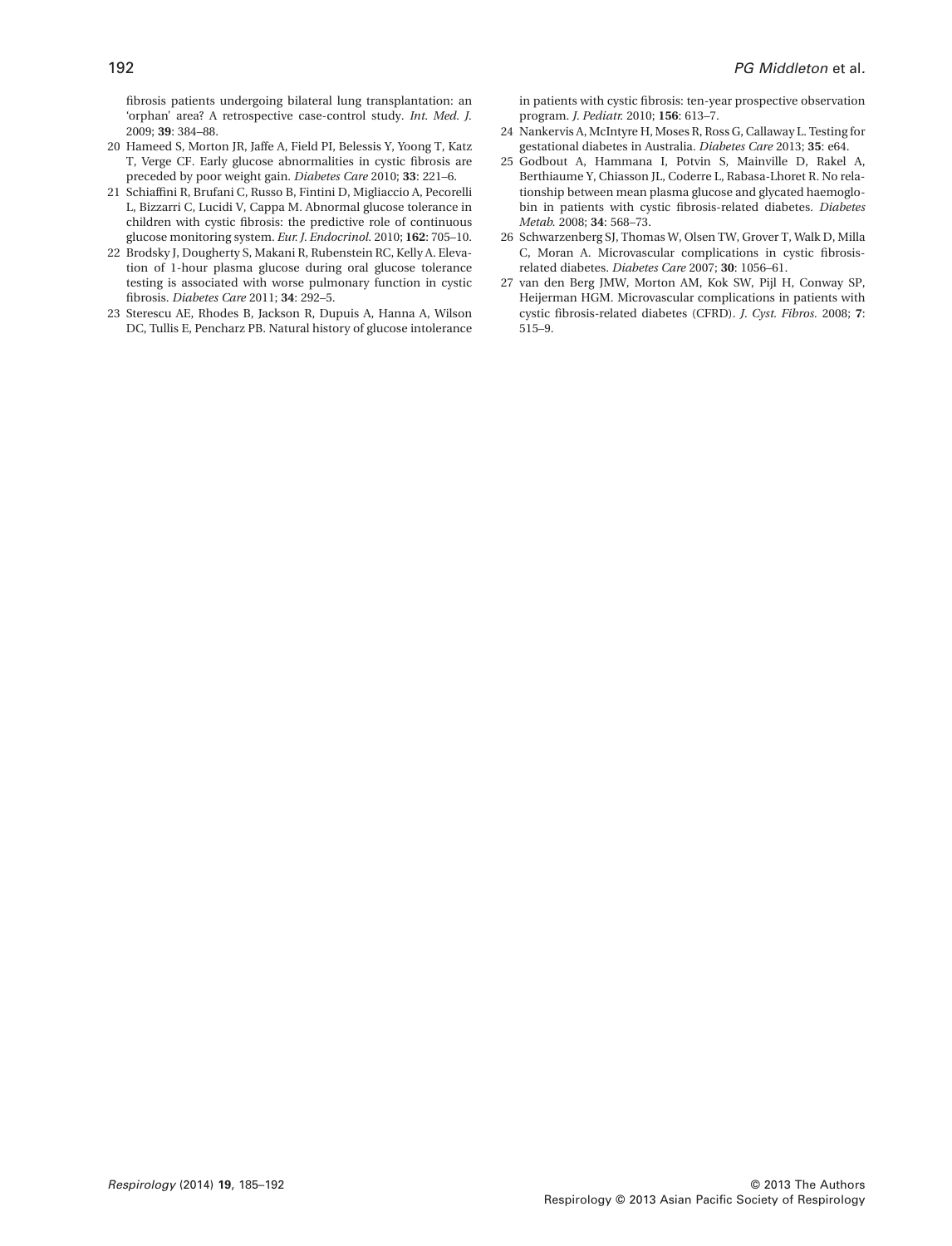fibrosis patients undergoing bilateral lung transplantation: an 'orphan' area? A retrospective case-control study. *Int. Med. J.* 2009; **39**: 384–88.

20 Hameed S, Morton JR, Jaffe A, Field PI, Belessis Y, Yoong T, Katz T, Verge CF. Early glucose abnormalities in cystic fibrosis are preceded by poor weight gain. *Diabetes Care* 2010; **33**: 221–6.

21 Schiaffini R, Brufani C, Russo B, Fintini D, Migliaccio A, Pecorelli L, Bizzarri C, Lucidi V, Cappa M. Abnormal glucose tolerance in children with cystic fibrosis: the predictive role of continuous glucose monitoring system. *Eur. J. Endocrinol.* 2010; **162**: 705–10.

22 Brodsky J, Dougherty S, Makani R, Rubenstein RC, Kelly A. Elevation of 1-hour plasma glucose during oral glucose tolerance testing is associated with worse pulmonary function in cystic fibrosis. *Diabetes Care* 2011; **34**: 292–5.

23 Sterescu AE, Rhodes B, Jackson R, Dupuis A, Hanna A, Wilson DC, Tullis E, Pencharz PB. Natural history of glucose intolerance in patients with cystic fibrosis: ten-year prospective observation program. *J. Pediatr.* 2010; **156**: 613–7.

24 Nankervis A, McIntyre H, Moses R, Ross G, Callaway L. Testing for gestational diabetes in Australia. *Diabetes Care* 2013; **35**: e64.

25 Godbout A, Hammana I, Potvin S, Mainville D, Rakel A, Berthiaume Y, Chiasson JL, Coderre L, Rabasa-Lhoret R. No relationship between mean plasma glucose and glycated haemoglobin in patients with cystic fibrosis-related diabetes. *Diabetes Metab.* 2008; **34**: 568–73.

26 Schwarzenberg SJ, Thomas W, Olsen TW, Grover T, Walk D, Milla C, Moran A. Microvascular complications in cystic fibrosis-related diabetes. *Diabetes Care* 2007; **30**: 1056–61.

27 van den Berg JMW, Morton AM, Kok SW, Pijl H, Conway SP, Heijerman HGM. Microvascular complications in patients with cystic fibrosis-related diabetes (CFRD). *J. Cyst. Fibros.* 2008; **7**: 515–9.